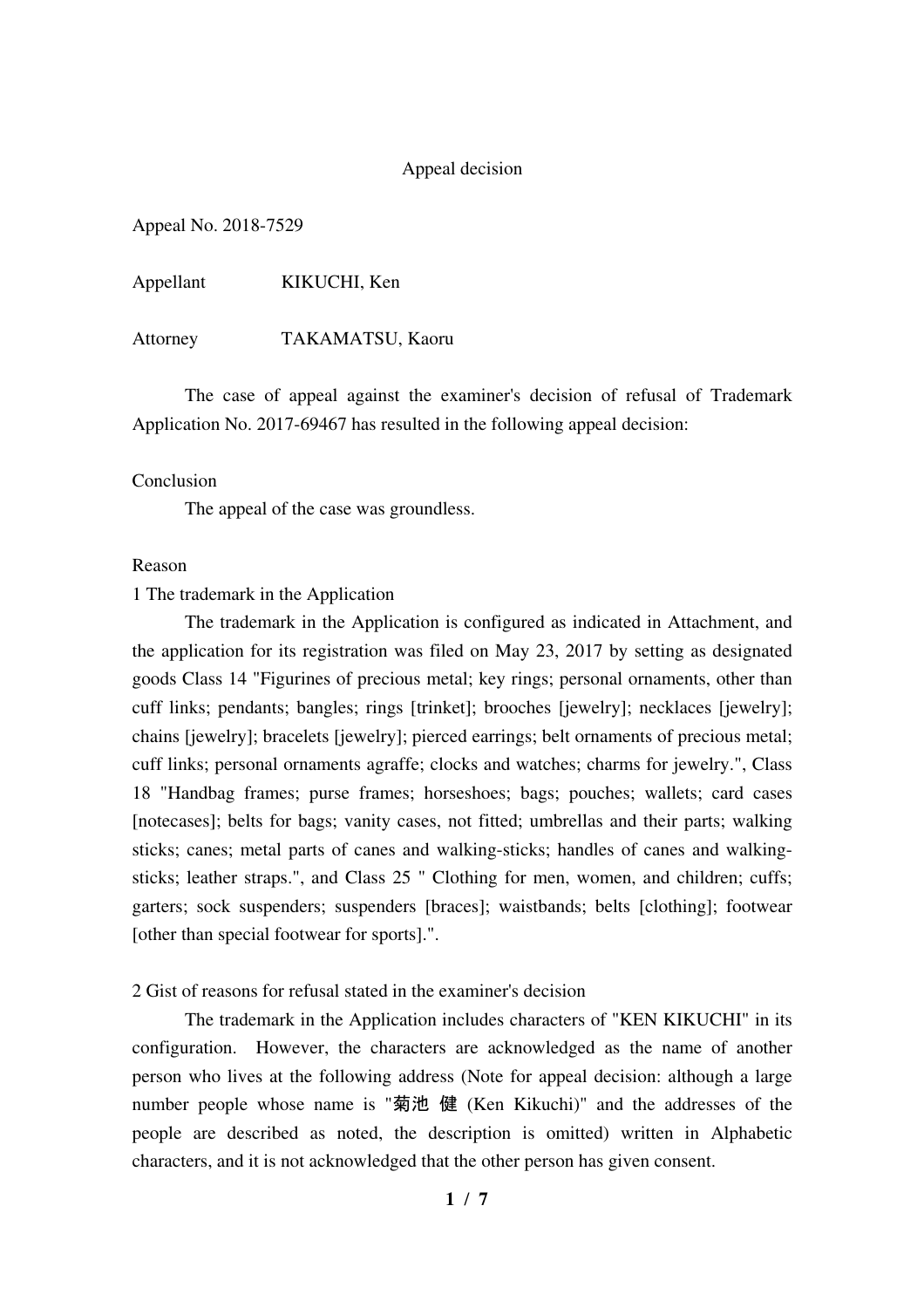# Appeal decision

Appeal No. 2018-7529

Appellant KIKUCHI, Ken

Attorney TAKAMATSU, Kaoru

The case of appeal against the examiner's decision of refusal of Trademark Application No. 2017-69467 has resulted in the following appeal decision:

Conclusion

The appeal of the case was groundless.

Reason

1 The trademark in the Application

The trademark in the Application is configured as indicated in Attachment, and the application for its registration was filed on May 23, 2017 by setting as designated goods Class 14 "Figurines of precious metal; key rings; personal ornaments, other than cuff links; pendants; bangles; rings [trinket]; brooches [jewelry]; necklaces [jewelry]; chains [jewelry]; bracelets [jewelry]; pierced earrings; belt ornaments of precious metal; cuff links; personal ornaments agraffe; clocks and watches; charms for jewelry.", Class 18 "Handbag frames; purse frames; horseshoes; bags; pouches; wallets; card cases [notecases]; belts for bags; vanity cases, not fitted; umbrellas and their parts; walking sticks; canes; metal parts of canes and walking-sticks; handles of canes and walking-sticks; leather straps.", and Class 25 " Clothing for men, women, and children; cuffs; garters; sock suspenders; suspenders [braces]; waistbands; belts [clothing]; footwear [other than special footwear for sports].".

2 Gist of reasons for refusal stated in the examiner's decision

The trademark in the Application includes characters of "KEN KIKUCHI" in its configuration. However, the characters are acknowledged as the name of another person who lives at the following address (Note for appeal decision: although a large number people whose name is "菊池 健 (Ken Kikuchi)" and the addresses of the people are described as noted, the description is omitted) written in Alphabetic characters, and it is not acknowledged that the other person has given consent.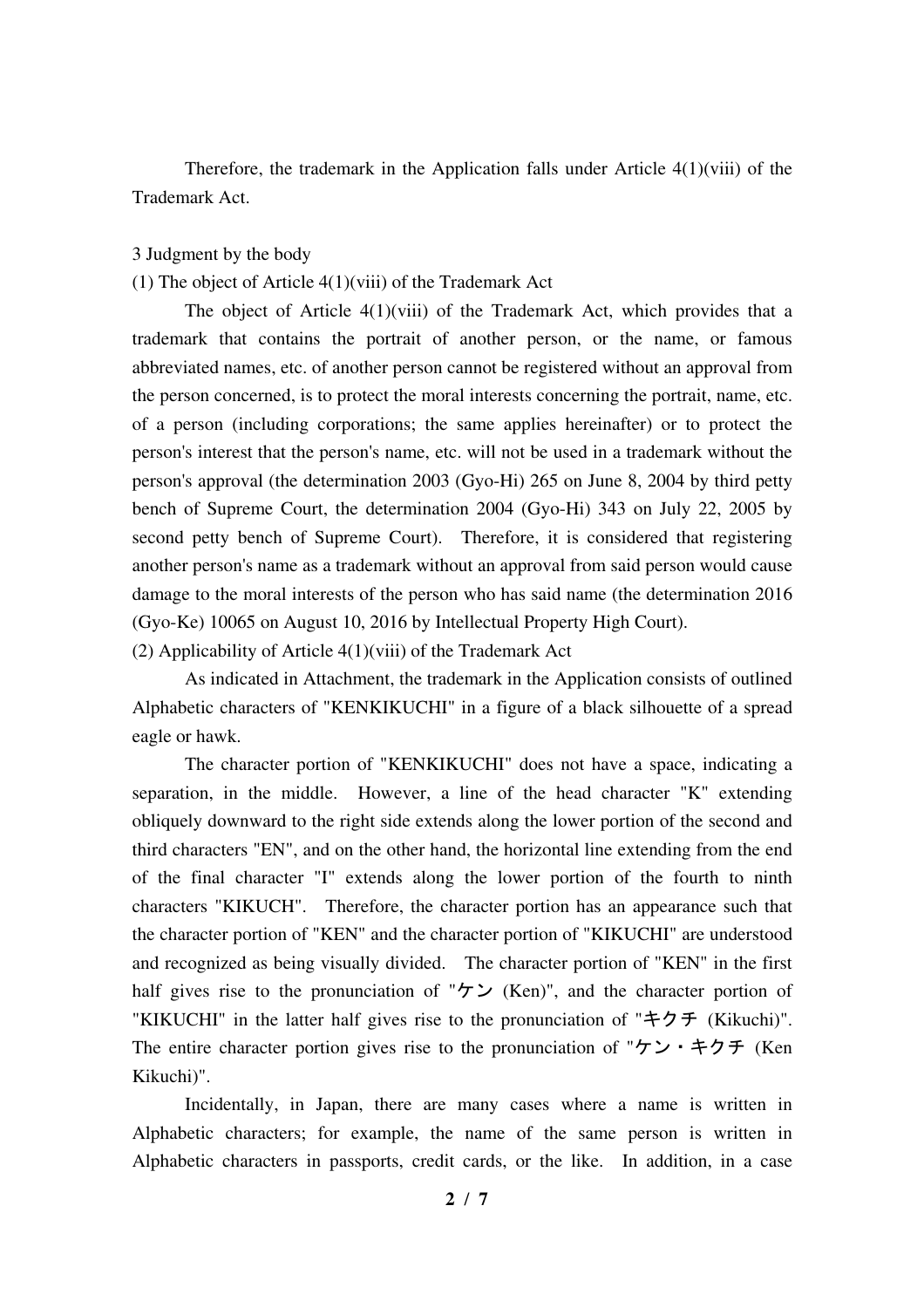Therefore, the trademark in the Application falls under Article 4(1)(viii) of the Trademark Act.

3 Judgment by the body

(1) The object of Article 4(1)(viii) of the Trademark Act

The object of Article 4(1)(viii) of the Trademark Act, which provides that a trademark that contains the portrait of another person, or the name, or famous abbreviated names, etc. of another person cannot be registered without an approval from the person concerned, is to protect the moral interests concerning the portrait, name, etc. of a person (including corporations; the same applies hereinafter) or to protect the person's interest that the person's name, etc. will not be used in a trademark without the person's approval (the determination 2003 (Gyo-Hi) 265 on June 8, 2004 by third petty bench of Supreme Court, the determination 2004 (Gyo-Hi) 343 on July 22, 2005 by second petty bench of Supreme Court). Therefore, it is considered that registering another person's name as a trademark without an approval from said person would cause damage to the moral interests of the person who has said name (the determination 2016 (Gyo-Ke) 10065 on August 10, 2016 by Intellectual Property High Court).

(2) Applicability of Article 4(1)(viii) of the Trademark Act

As indicated in Attachment, the trademark in the Application consists of outlined Alphabetic characters of "KENKIKUCHI" in a figure of a black silhouette of a spread eagle or hawk.

The character portion of "KENKIKUCHI" does not have a space, indicating a separation, in the middle. However, a line of the head character "K" extending obliquely downward to the right side extends along the lower portion of the second and third characters "EN", and on the other hand, the horizontal line extending from the end of the final character "I" extends along the lower portion of the fourth to ninth characters "KIKUCH". Therefore, the character portion has an appearance such that the character portion of "KEN" and the character portion of "KIKUCHI" are understood and recognized as being visually divided. The character portion of "KEN" in the first half gives rise to the pronunciation of "ケン (Ken)", and the character portion of "KIKUCHI" in the latter half gives rise to the pronunciation of "キクチ (Kikuchi)". The entire character portion gives rise to the pronunciation of "ケン・キクチ (Ken Kikuchi)".

Incidentally, in Japan, there are many cases where a name is written in Alphabetic characters; for example, the name of the same person is written in Alphabetic characters in passports, credit cards, or the like. In addition, in a case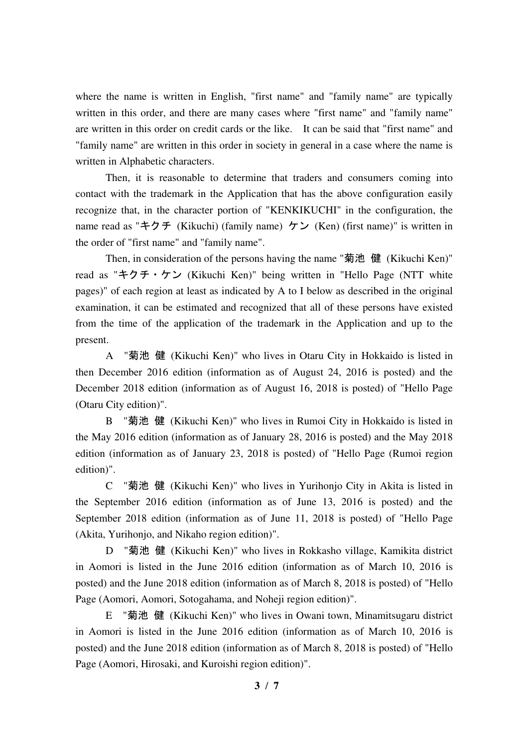where the name is written in English, "first name" and "family name" are typically written in this order, and there are many cases where "first name" and "family name" are written in this order on credit cards or the like.　It can be said that "first name" and "family name" are written in this order in society in general in a case where the name is written in Alphabetic characters.

Then, it is reasonable to determine that traders and consumers coming into contact with the trademark in the Application that has the above configuration easily recognize that, in the character portion of "KENKIKUCHI" in the configuration, the name read as "キクチ (Kikuchi) (family name) ケン (Ken) (first name)" is written in the order of "first name" and "family name".

Then, in consideration of the persons having the name "菊池 健 (Kikuchi Ken)" read as "キクチ・ケン (Kikuchi Ken)" being written in "Hello Page (NTT white pages)" of each region at least as indicated by A to I below as described in the original examination, it can be estimated and recognized that all of these persons have existed from the time of the application of the trademark in the Application and up to the present.

A "菊池 健 (Kikuchi Ken)" who lives in Otaru City in Hokkaido is listed in then December 2016 edition (information as of August 24, 2016 is posted) and the December 2018 edition (information as of August 16, 2018 is posted) of "Hello Page (Otaru City edition)".

B "菊池 健 (Kikuchi Ken)" who lives in Rumoi City in Hokkaido is listed in the May 2016 edition (information as of January 28, 2016 is posted) and the May 2018 edition (information as of January 23, 2018 is posted) of "Hello Page (Rumoi region edition)".

C "菊池 健 (Kikuchi Ken)" who lives in Yurihonjo City in Akita is listed in the September 2016 edition (information as of June 13, 2016 is posted) and the September 2018 edition (information as of June 11, 2018 is posted) of "Hello Page (Akita, Yurihonjo, and Nikaho region edition)".

D "菊池 健 (Kikuchi Ken)" who lives in Rokkasho village, Kamikita district in Aomori is listed in the June 2016 edition (information as of March 10, 2016 is posted) and the June 2018 edition (information as of March 8, 2018 is posted) of "Hello Page (Aomori, Aomori, Sotogahama, and Noheji region edition)".

E "菊池 健 (Kikuchi Ken)" who lives in Owani town, Minamitsugaru district in Aomori is listed in the June 2016 edition (information as of March 10, 2016 is posted) and the June 2018 edition (information as of March 8, 2018 is posted) of "Hello Page (Aomori, Hirosaki, and Kuroishi region edition)".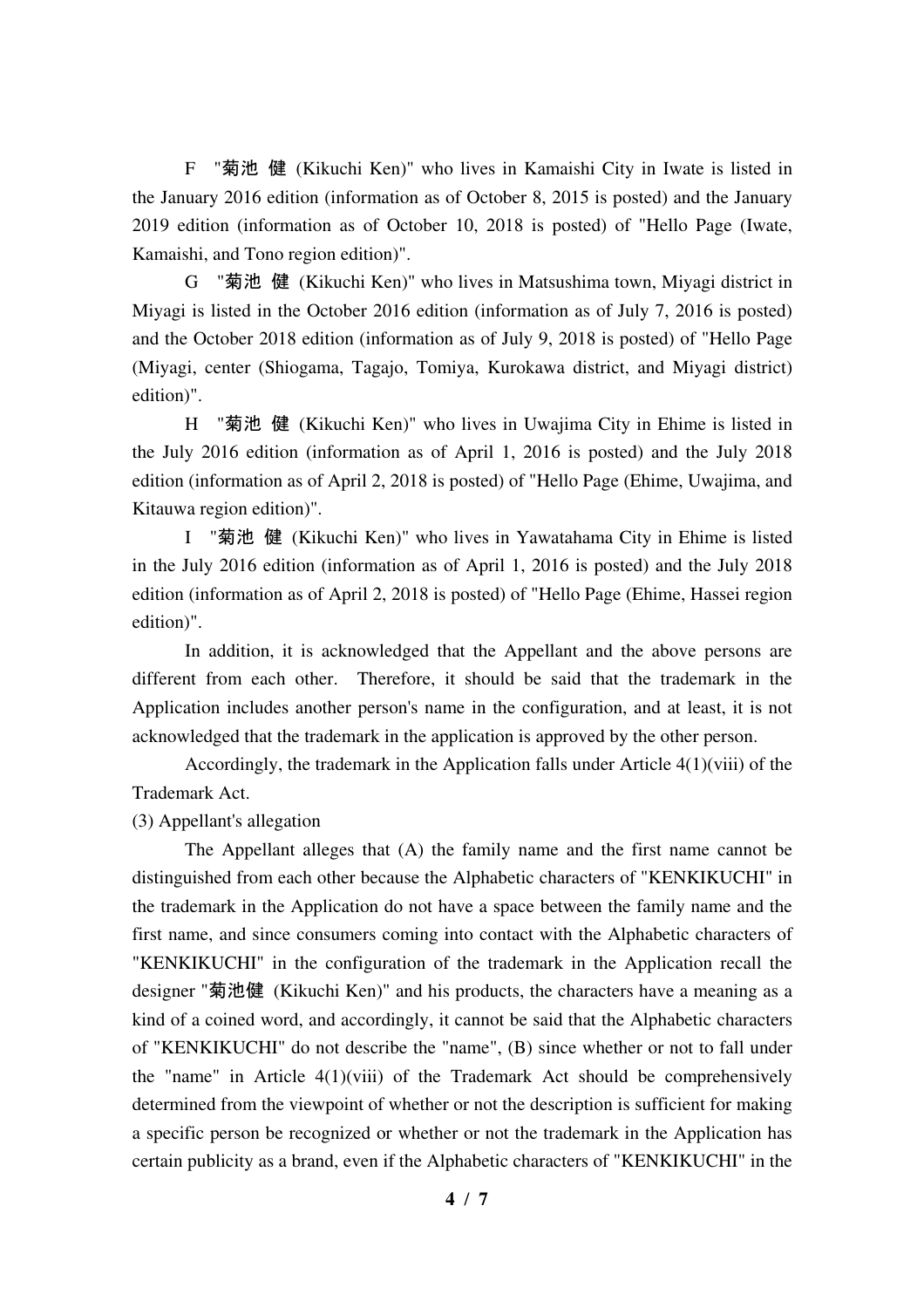F "菊池 健 (Kikuchi Ken)" who lives in Kamaishi City in Iwate is listed in the January 2016 edition (information as of October 8, 2015 is posted) and the January 2019 edition (information as of October 10, 2018 is posted) of "Hello Page (Iwate, Kamaishi, and Tono region edition)".

G "菊池 健 (Kikuchi Ken)" who lives in Matsushima town, Miyagi district in Miyagi is listed in the October 2016 edition (information as of July 7, 2016 is posted) and the October 2018 edition (information as of July 9, 2018 is posted) of "Hello Page (Miyagi, center (Shiogama, Tagajo, Tomiya, Kurokawa district, and Miyagi district) edition)".

H "菊池 健 (Kikuchi Ken)" who lives in Uwajima City in Ehime is listed in the July 2016 edition (information as of April 1, 2016 is posted) and the July 2018 edition (information as of April 2, 2018 is posted) of "Hello Page (Ehime, Uwajima, and Kitauwa region edition)".

I "菊池 健 (Kikuchi Ken)" who lives in Yawatahama City in Ehime is listed in the July 2016 edition (information as of April 1, 2016 is posted) and the July 2018 edition (information as of April 2, 2018 is posted) of "Hello Page (Ehime, Hassei region edition)".

In addition, it is acknowledged that the Appellant and the above persons are different from each other. Therefore, it should be said that the trademark in the Application includes another person's name in the configuration, and at least, it is not acknowledged that the trademark in the application is approved by the other person.

Accordingly, the trademark in the Application falls under Article 4(1)(viii) of the Trademark Act.

(3) Appellant's allegation

The Appellant alleges that (A) the family name and the first name cannot be distinguished from each other because the Alphabetic characters of "KENKIKUCHI" in the trademark in the Application do not have a space between the family name and the first name, and since consumers coming into contact with the Alphabetic characters of "KENKIKUCHI" in the configuration of the trademark in the Application recall the designer "菊池健 (Kikuchi Ken)" and his products, the characters have a meaning as a kind of a coined word, and accordingly, it cannot be said that the Alphabetic characters of "KENKIKUCHI" do not describe the "name", (B) since whether or not to fall under the "name" in Article 4(1)(viii) of the Trademark Act should be comprehensively determined from the viewpoint of whether or not the description is sufficient for making a specific person be recognized or whether or not the trademark in the Application has certain publicity as a brand, even if the Alphabetic characters of "KENKIKUCHI" in the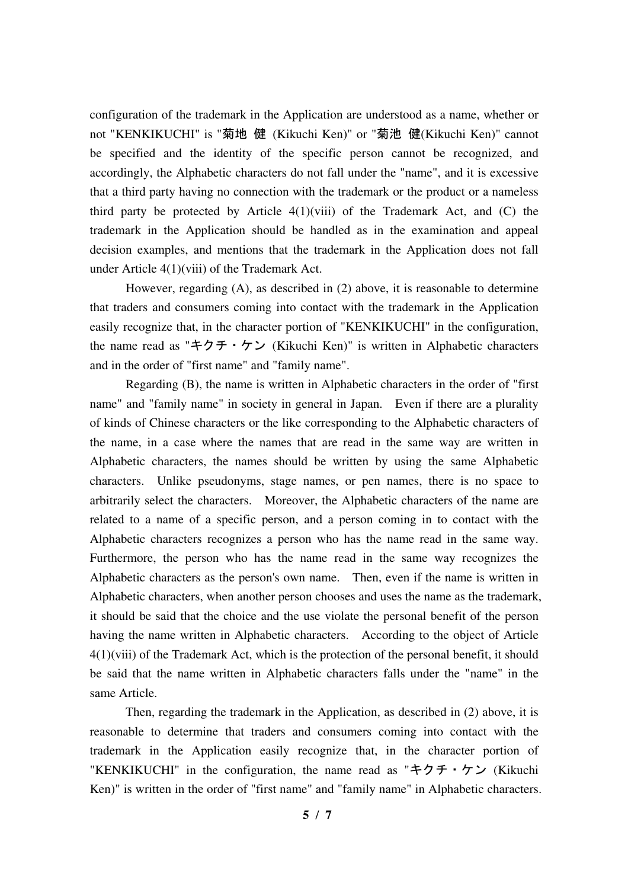configuration of the trademark in the Application are understood as a name, whether or not "KENKIKUCHI" is "菊地 健 (Kikuchi Ken)" or "菊池 健(Kikuchi Ken)" cannot be specified and the identity of the specific person cannot be recognized, and accordingly, the Alphabetic characters do not fall under the "name", and it is excessive that a third party having no connection with the trademark or the product or a nameless third party be protected by Article 4(1)(viii) of the Trademark Act, and (C) the trademark in the Application should be handled as in the examination and appeal decision examples, and mentions that the trademark in the Application does not fall under Article 4(1)(viii) of the Trademark Act.

However, regarding (A), as described in (2) above, it is reasonable to determine that traders and consumers coming into contact with the trademark in the Application easily recognize that, in the character portion of "KENKIKUCHI" in the configuration, the name read as "キクチ・ケン (Kikuchi Ken)" is written in Alphabetic characters and in the order of "first name" and "family name".

Regarding (B), the name is written in Alphabetic characters in the order of "first name" and "family name" in society in general in Japan. Even if there are a plurality of kinds of Chinese characters or the like corresponding to the Alphabetic characters of the name, in a case where the names that are read in the same way are written in Alphabetic characters, the names should be written by using the same Alphabetic characters. Unlike pseudonyms, stage names, or pen names, there is no space to arbitrarily select the characters. Moreover, the Alphabetic characters of the name are related to a name of a specific person, and a person coming in to contact with the Alphabetic characters recognizes a person who has the name read in the same way. Furthermore, the person who has the name read in the same way recognizes the Alphabetic characters as the person's own name. Then, even if the name is written in Alphabetic characters, when another person chooses and uses the name as the trademark, it should be said that the choice and the use violate the personal benefit of the person having the name written in Alphabetic characters. According to the object of Article 4(1)(viii) of the Trademark Act, which is the protection of the personal benefit, it should be said that the name written in Alphabetic characters falls under the "name" in the same Article.

Then, regarding the trademark in the Application, as described in (2) above, it is reasonable to determine that traders and consumers coming into contact with the trademark in the Application easily recognize that, in the character portion of "KENKIKUCHI" in the configuration, the name read as "キクチ・ケン (Kikuchi Ken)" is written in the order of "first name" and "family name" in Alphabetic characters.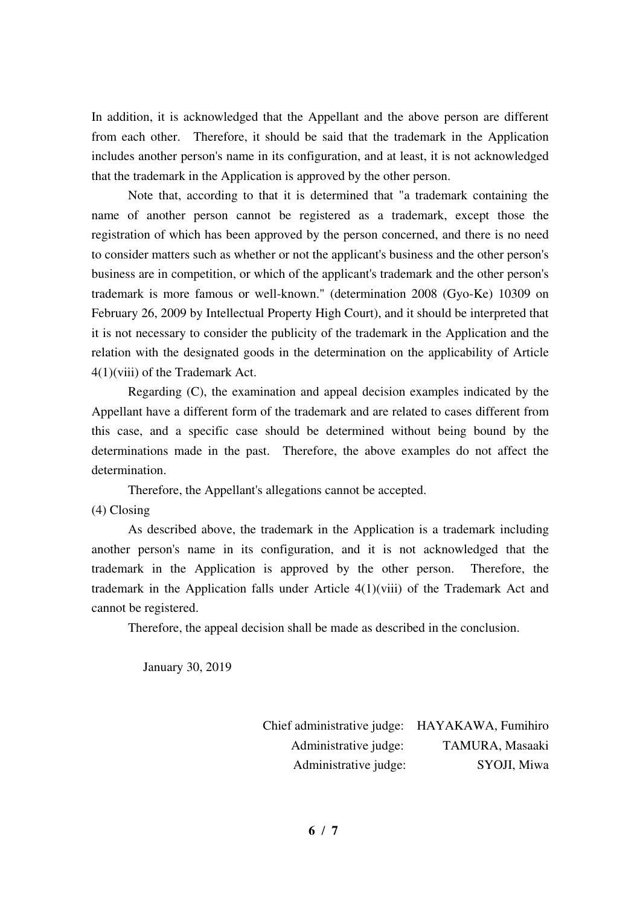In addition, it is acknowledged that the Appellant and the above person are different from each other. Therefore, it should be said that the trademark in the Application includes another person's name in its configuration, and at least, it is not acknowledged that the trademark in the Application is approved by the other person.

Note that, according to that it is determined that "a trademark containing the name of another person cannot be registered as a trademark, except those the registration of which has been approved by the person concerned, and there is no need to consider matters such as whether or not the applicant's business and the other person's business are in competition, or which of the applicant's trademark and the other person's trademark is more famous or well-known." (determination 2008 (Gyo-Ke) 10309 on February 26, 2009 by Intellectual Property High Court), and it should be interpreted that it is not necessary to consider the publicity of the trademark in the Application and the relation with the designated goods in the determination on the applicability of Article 4(1)(viii) of the Trademark Act.

Regarding (C), the examination and appeal decision examples indicated by the Appellant have a different form of the trademark and are related to cases different from this case, and a specific case should be determined without being bound by the determinations made in the past. Therefore, the above examples do not affect the determination.

Therefore, the Appellant's allegations cannot be accepted.

(4) Closing

As described above, the trademark in the Application is a trademark including another person's name in its configuration, and it is not acknowledged that the trademark in the Application is approved by the other person. Therefore, the trademark in the Application falls under Article 4(1)(viii) of the Trademark Act and cannot be registered.

Therefore, the appeal decision shall be made as described in the conclusion.

January 30, 2019

Chief administrative judge: HAYAKAWA, Fumihiro
Administrative judge: TAMURA, Masaaki
Administrative judge: SYOJI, Miwa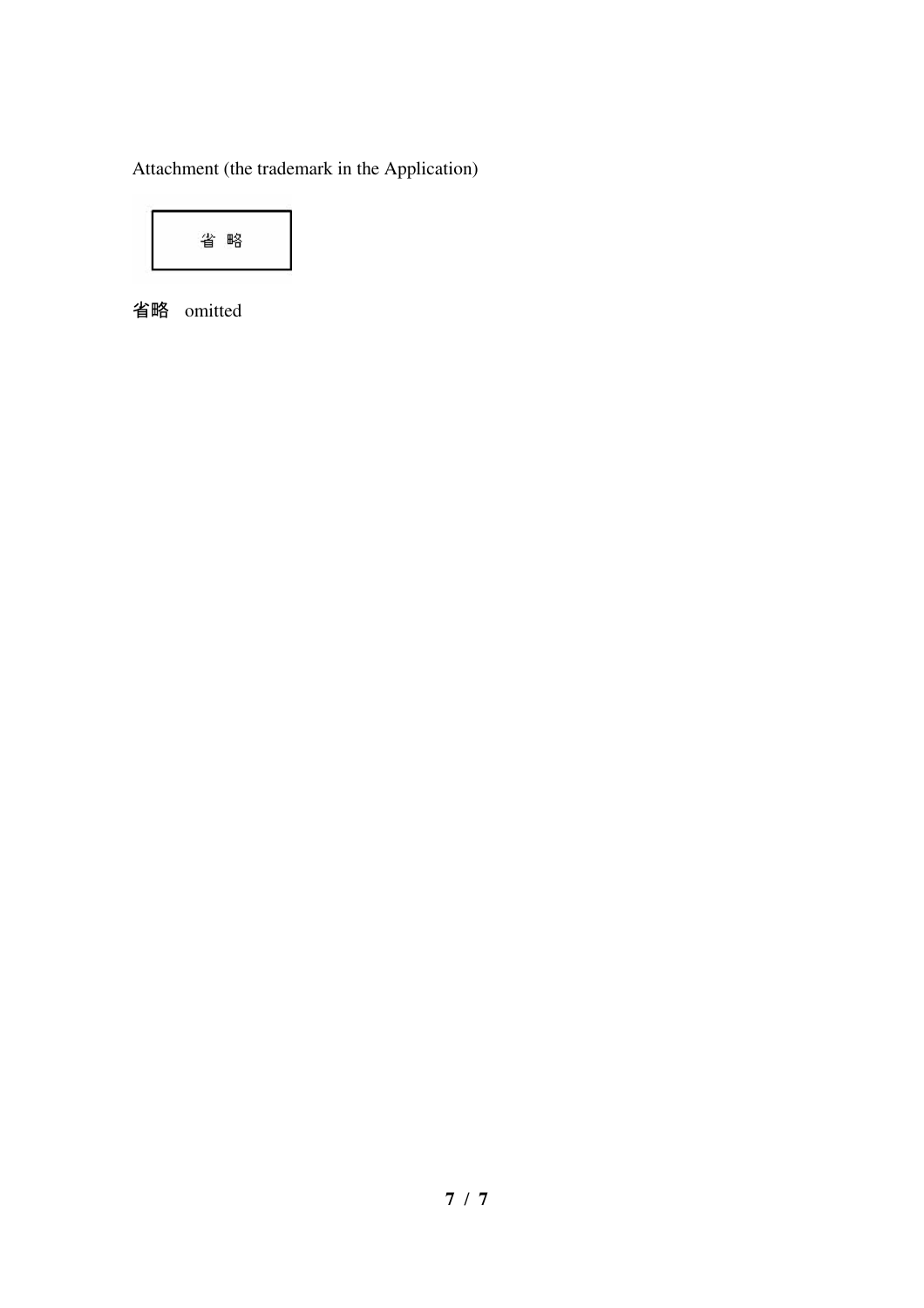Attachment (the trademark in the Application)

| |
|---|
| 省 略 |

省略　omitted